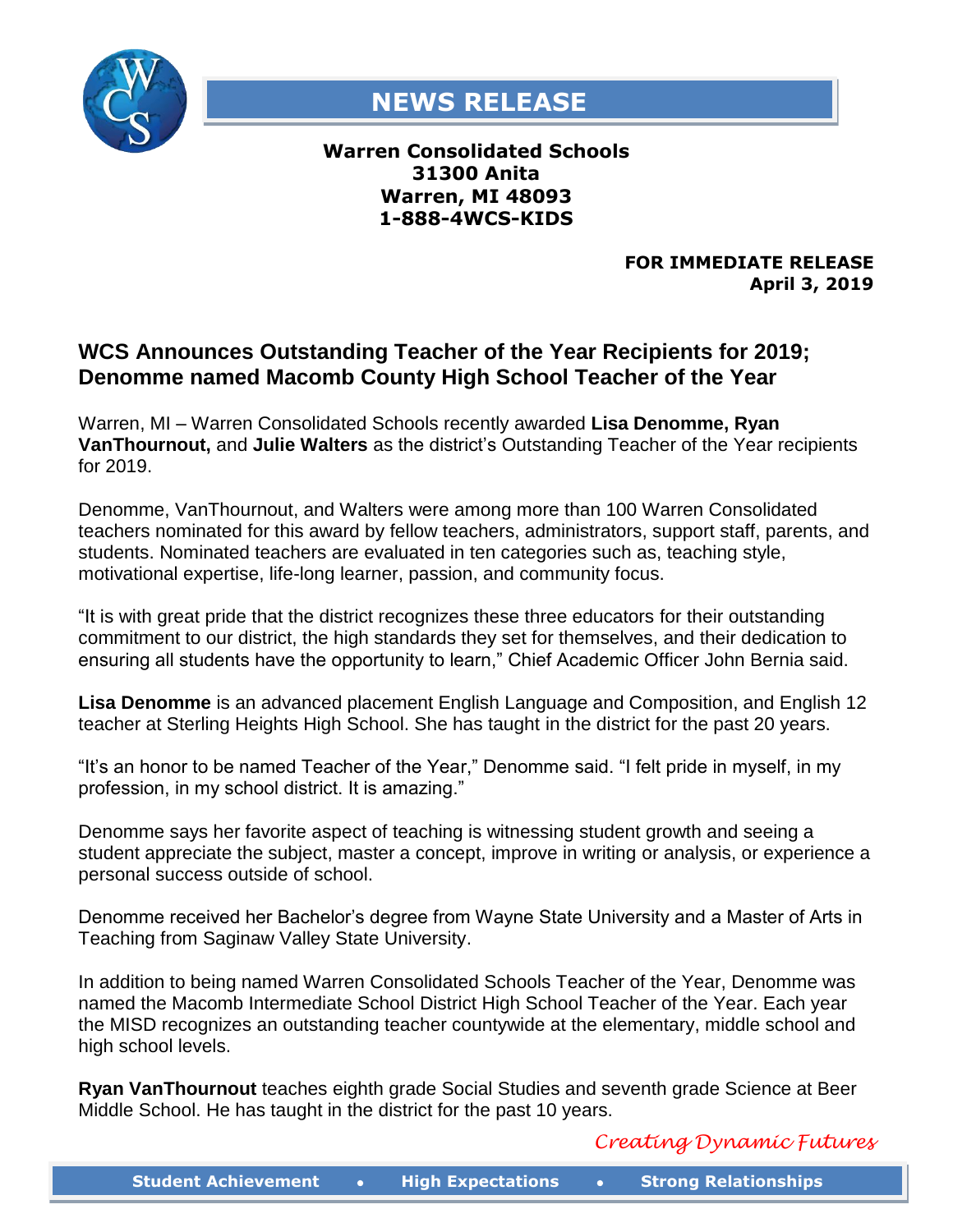# NEWS RELEASE

**Warren Consolidated Schools**
**31300 Anita**
**Warren, MI 48093**
**1-888-4WCS-KIDS**

**FOR IMMEDIATE RELEASE**
**April 3, 2019**

## WCS Announces Outstanding Teacher of the Year Recipients for 2019; Denomme named Macomb County High School Teacher of the Year

Warren, MI – Warren Consolidated Schools recently awarded **Lisa Denomme, Ryan VanThournout,** and **Julie Walters** as the district's Outstanding Teacher of the Year recipients for 2019.

Denomme, VanThournout, and Walters were among more than 100 Warren Consolidated teachers nominated for this award by fellow teachers, administrators, support staff, parents, and students. Nominated teachers are evaluated in ten categories such as, teaching style, motivational expertise, life-long learner, passion, and community focus.

"It is with great pride that the district recognizes these three educators for their outstanding commitment to our district, the high standards they set for themselves, and their dedication to ensuring all students have the opportunity to learn," Chief Academic Officer John Bernia said.

**Lisa Denomme** is an advanced placement English Language and Composition, and English 12 teacher at Sterling Heights High School. She has taught in the district for the past 20 years.

"It's an honor to be named Teacher of the Year," Denomme said. "I felt pride in myself, in my profession, in my school district. It is amazing."

Denomme says her favorite aspect of teaching is witnessing student growth and seeing a student appreciate the subject, master a concept, improve in writing or analysis, or experience a personal success outside of school.

Denomme received her Bachelor's degree from Wayne State University and a Master of Arts in Teaching from Saginaw Valley State University.

In addition to being named Warren Consolidated Schools Teacher of the Year, Denomme was named the Macomb Intermediate School District High School Teacher of the Year. Each year the MISD recognizes an outstanding teacher countywide at the elementary, middle school and high school levels.

**Ryan VanThournout** teaches eighth grade Social Studies and seventh grade Science at Beer Middle School. He has taught in the district for the past 10 years.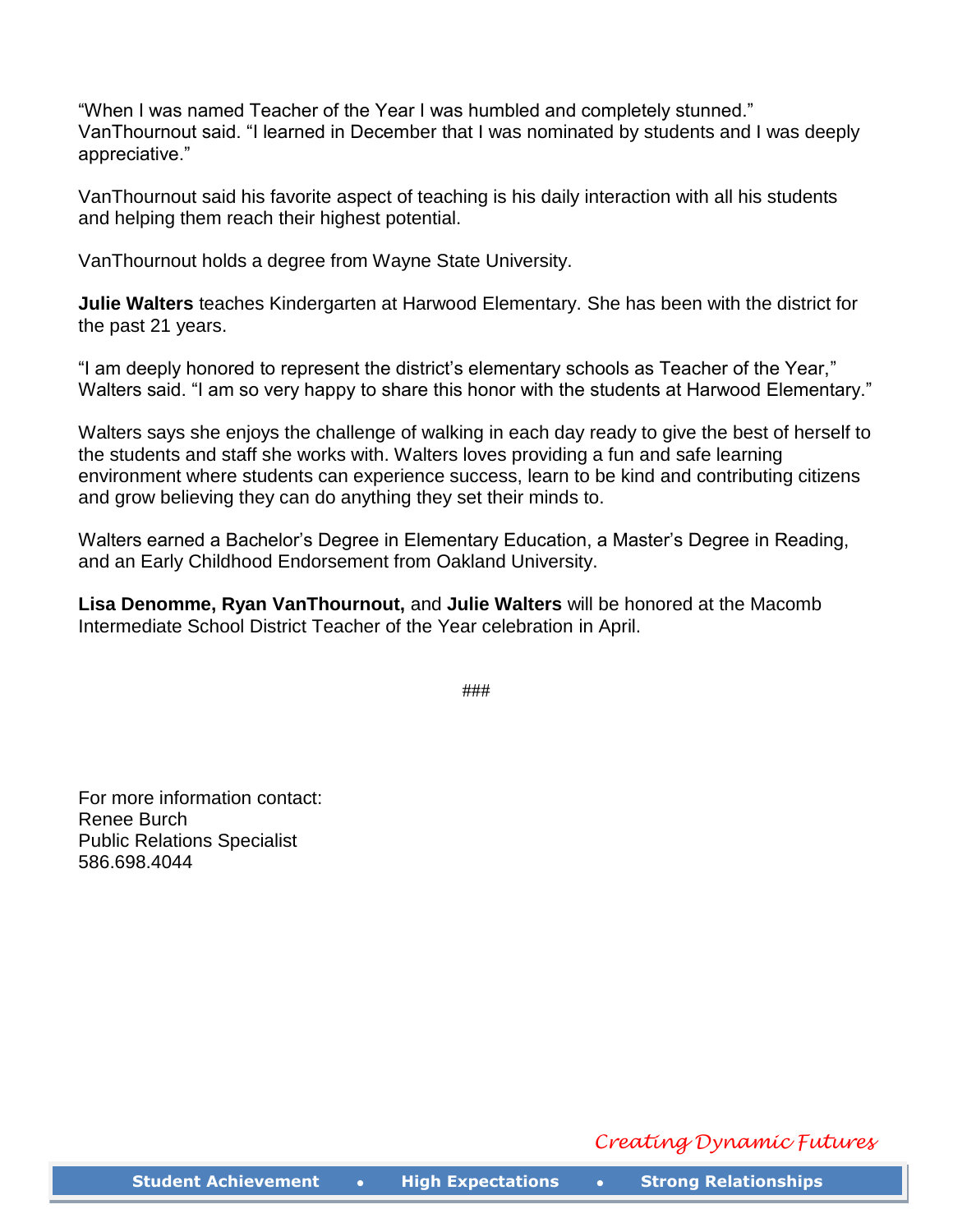"When I was named Teacher of the Year I was humbled and completely stunned." VanThournout said. "I learned in December that I was nominated by students and I was deeply appreciative."

VanThournout said his favorite aspect of teaching is his daily interaction with all his students and helping them reach their highest potential.

VanThournout holds a degree from Wayne State University.

**Julie Walters** teaches Kindergarten at Harwood Elementary. She has been with the district for the past 21 years.

"I am deeply honored to represent the district's elementary schools as Teacher of the Year," Walters said. "I am so very happy to share this honor with the students at Harwood Elementary."

Walters says she enjoys the challenge of walking in each day ready to give the best of herself to the students and staff she works with. Walters loves providing a fun and safe learning environment where students can experience success, learn to be kind and contributing citizens and grow believing they can do anything they set their minds to.

Walters earned a Bachelor's Degree in Elementary Education, a Master's Degree in Reading, and an Early Childhood Endorsement from Oakland University.

**Lisa Denomme, Ryan VanThournout,** and **Julie Walters** will be honored at the Macomb Intermediate School District Teacher of the Year celebration in April.

###

For more information contact:
Renee Burch
Public Relations Specialist
586.698.4044

*Creating Dynamic Futures*

**Student Achievement • High Expectations • Strong Relationships**